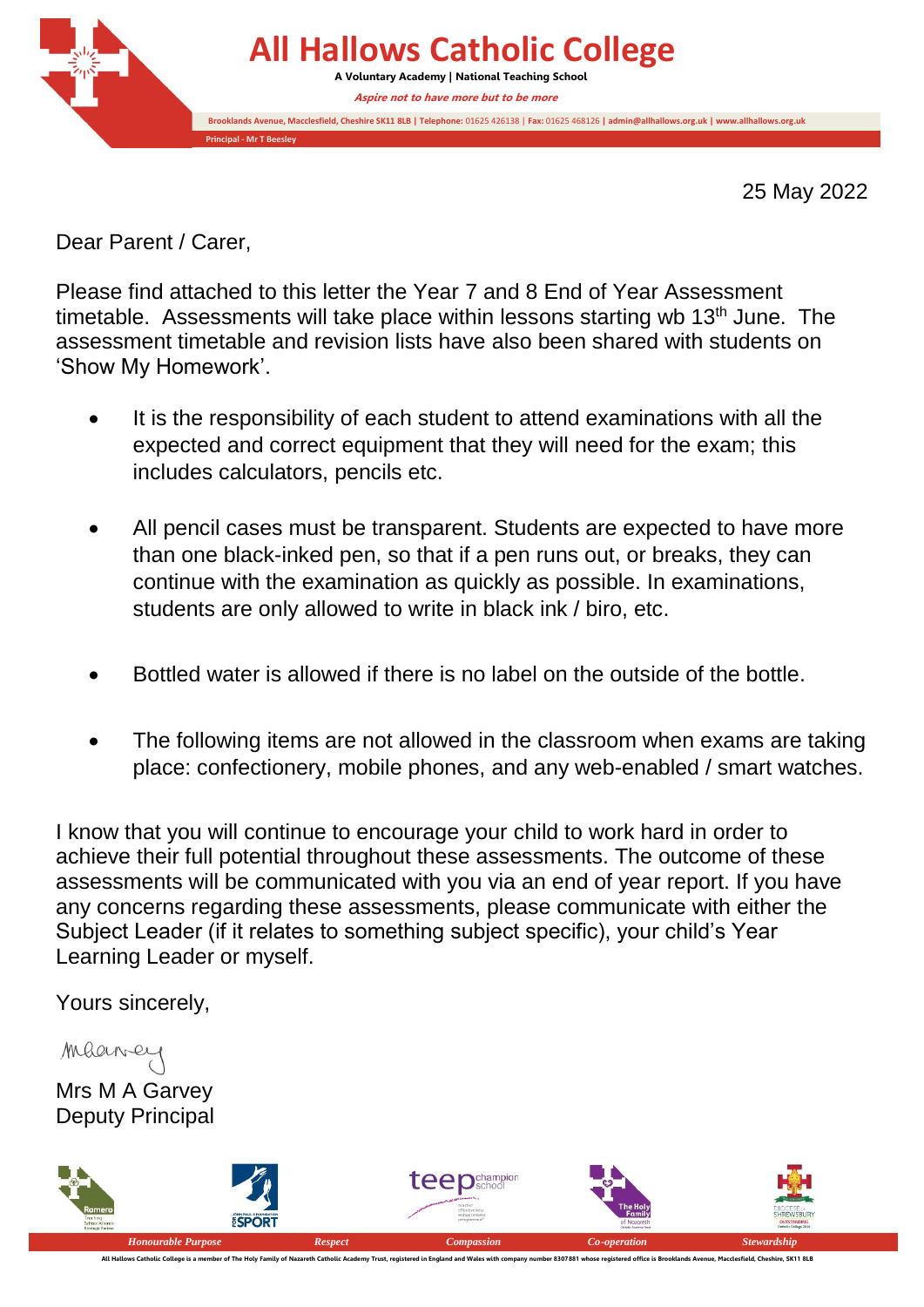# All Hallows Catholic College

**A Voluntary Academy | National Teaching School**

***Aspire not to have more but to be more***

**Brooklands Avenue, Macclesfield, Cheshire SK11 8LB | Telephone:** 01625 426138 | **Fax:** 01625 468126 | **admin@allhallows.org.uk | www.allhallows.org.uk**

**Principal - Mr T Beesley**

25 May 2022

Dear Parent / Carer,

Please find attached to this letter the Year 7 and 8 End of Year Assessment timetable. Assessments will take place within lessons starting wb 13th June. The assessment timetable and revision lists have also been shared with students on 'Show My Homework'.

- It is the responsibility of each student to attend examinations with all the expected and correct equipment that they will need for the exam; this includes calculators, pencils etc.

- All pencil cases must be transparent. Students are expected to have more than one black-inked pen, so that if a pen runs out, or breaks, they can continue with the examination as quickly as possible. In examinations, students are only allowed to write in black ink / biro, etc.

- Bottled water is allowed if there is no label on the outside of the bottle.

- The following items are not allowed in the classroom when exams are taking place: confectionery, mobile phones, and any web-enabled / smart watches.

I know that you will continue to encourage your child to work hard in order to achieve their full potential throughout these assessments. The outcome of these assessments will be communicated with you via an end of year report. If you have any concerns regarding these assessments, please communicate with either the Subject Leader (if it relates to something subject specific), your child's Year Learning Leader or myself.

Yours sincerely,

MGarvey

Mrs M A Garvey
Deputy Principal

*Honourable Purpose* *Respect* *Compassion* *Co-operation* *Stewardship*

All Hallows Catholic College is a member of The Holy Family of Nazareth Catholic Academy Trust, registered in England and Wales with company number 8307881 whose registered office is Brooklands Avenue, Macclesfield, Cheshire, SK11 8LB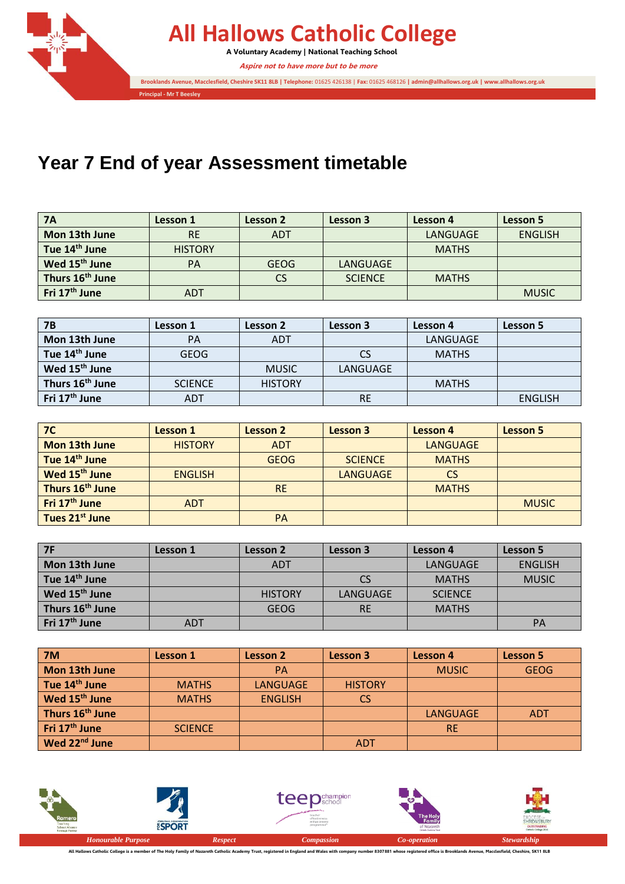# Year 7 End of year Assessment timetable

| 7A | Lesson 1 | Lesson 2 | Lesson 3 | Lesson 4 | Lesson 5 |
|---|---|---|---|---|---|
| Mon 13th June | RE | ADT | | LANGUAGE | ENGLISH |
| Tue 14th June | HISTORY | | | MATHS | |
| Wed 15th June | PA | GEOG | LANGUAGE | | |
| Thurs 16th June | | CS | SCIENCE | MATHS | |
| Fri 17th June | ADT | | | | MUSIC |

| 7B | Lesson 1 | Lesson 2 | Lesson 3 | Lesson 4 | Lesson 5 |
|---|---|---|---|---|---|
| Mon 13th June | PA | ADT | | LANGUAGE | |
| Tue 14th June | GEOG | | CS | MATHS | |
| Wed 15th June | | MUSIC | LANGUAGE | | |
| Thurs 16th June | SCIENCE | HISTORY | | MATHS | |
| Fri 17th June | ADT | | RE | | ENGLISH |

| 7C | Lesson 1 | Lesson 2 | Lesson 3 | Lesson 4 | Lesson 5 |
|---|---|---|---|---|---|
| Mon 13th June | HISTORY | ADT | | LANGUAGE | |
| Tue 14th June | | GEOG | SCIENCE | MATHS | |
| Wed 15th June | ENGLISH | | LANGUAGE | CS | |
| Thurs 16th June | | RE | | MATHS | |
| Fri 17th June | ADT | | | | MUSIC |
| Tues 21st June | | PA | | | |

| 7F | Lesson 1 | Lesson 2 | Lesson 3 | Lesson 4 | Lesson 5 |
|---|---|---|---|---|---|
| Mon 13th June | | ADT | | LANGUAGE | ENGLISH |
| Tue 14th June | | | CS | MATHS | MUSIC |
| Wed 15th June | | HISTORY | LANGUAGE | SCIENCE | |
| Thurs 16th June | | GEOG | RE | MATHS | |
| Fri 17th June | ADT | | | | PA |

| 7M | Lesson 1 | Lesson 2 | Lesson 3 | Lesson 4 | Lesson 5 |
|---|---|---|---|---|---|
| Mon 13th June | | PA | | MUSIC | GEOG |
| Tue 14th June | MATHS | LANGUAGE | HISTORY | | |
| Wed 15th June | MATHS | ENGLISH | CS | | |
| Thurs 16th June | | | | LANGUAGE | ADT |
| Fri 17th June | SCIENCE | | | RE | |
| Wed 22nd June | | | ADT | | |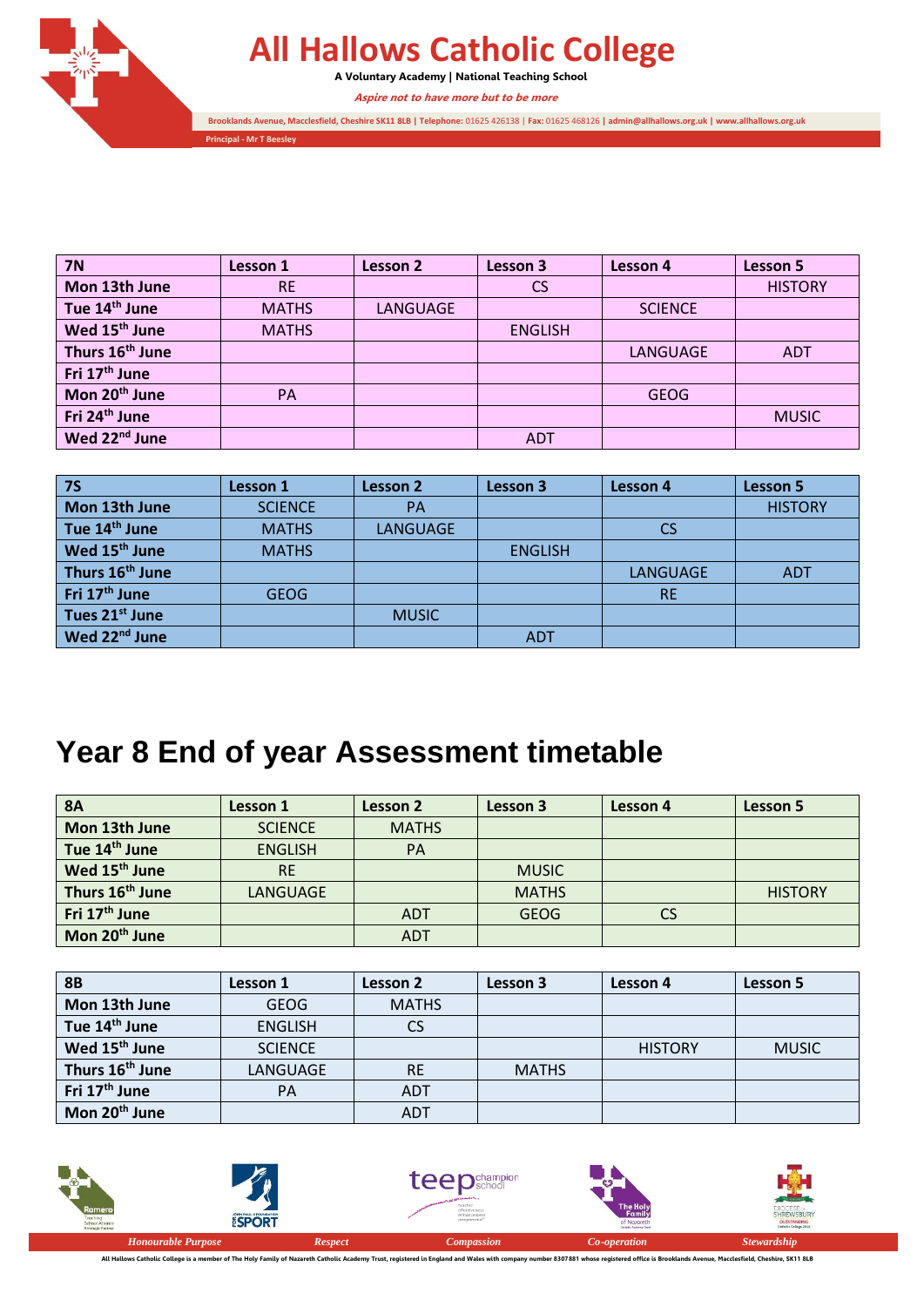| 7N | Lesson 1 | Lesson 2 | Lesson 3 | Lesson 4 | Lesson 5 |
|---|---|---|---|---|---|
| Mon 13th June | RE | | CS | | HISTORY |
| Tue 14th June | MATHS | LANGUAGE | | SCIENCE | |
| Wed 15th June | MATHS | | ENGLISH | | |
| Thurs 16th June | | | | LANGUAGE | ADT |
| Fri 17th June | | | | | |
| Mon 20th June | PA | | | GEOG | |
| Fri 24th June | | | | | MUSIC |
| Wed 22nd June | | | ADT | | |

| 7S | Lesson 1 | Lesson 2 | Lesson 3 | Lesson 4 | Lesson 5 |
|---|---|---|---|---|---|
| Mon 13th June | SCIENCE | PA | | | HISTORY |
| Tue 14th June | MATHS | LANGUAGE | | CS | |
| Wed 15th June | MATHS | | ENGLISH | | |
| Thurs 16th June | | | | LANGUAGE | ADT |
| Fri 17th June | GEOG | | | RE | |
| Tues 21st June | | MUSIC | | | |
| Wed 22nd June | | | ADT | | |

# Year 8 End of year Assessment timetable

| 8A | Lesson 1 | Lesson 2 | Lesson 3 | Lesson 4 | Lesson 5 |
|---|---|---|---|---|---|
| Mon 13th June | SCIENCE | MATHS | | | |
| Tue 14th June | ENGLISH | PA | | | |
| Wed 15th June | RE | | MUSIC | | |
| Thurs 16th June | LANGUAGE | | MATHS | | HISTORY |
| Fri 17th June | | ADT | GEOG | CS | |
| Mon 20th June | | ADT | | | |

| 8B | Lesson 1 | Lesson 2 | Lesson 3 | Lesson 4 | Lesson 5 |
|---|---|---|---|---|---|
| Mon 13th June | GEOG | MATHS | | | |
| Tue 14th June | ENGLISH | CS | | | |
| Wed 15th June | SCIENCE | | | HISTORY | MUSIC |
| Thurs 16th June | LANGUAGE | RE | MATHS | | |
| Fri 17th June | PA | ADT | | | |
| Mon 20th June | | ADT | | | |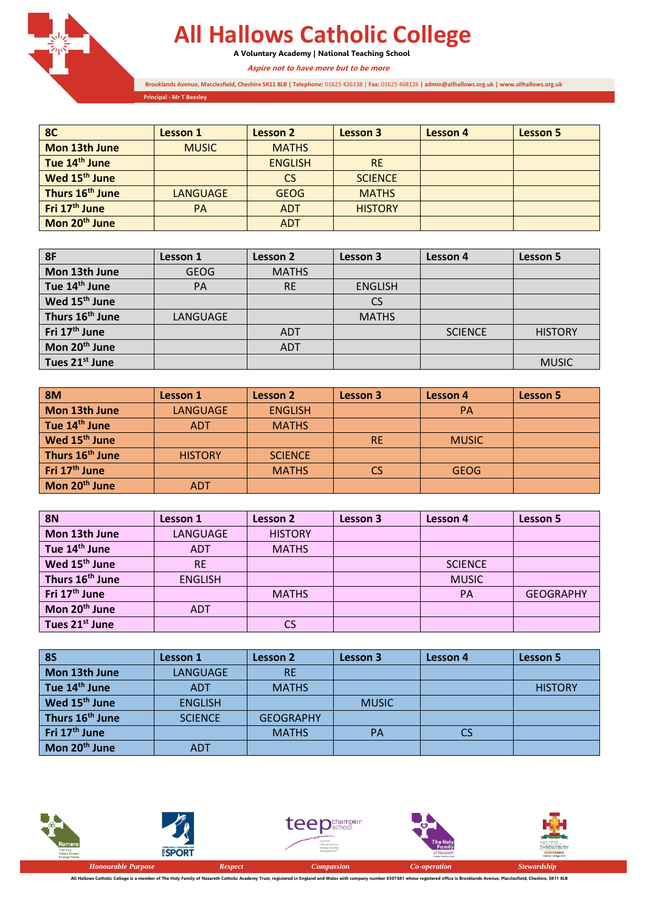# All Hallows Catholic College

**A Voluntary Academy | National Teaching School**

*Aspire not to have more but to be more*

Brooklands Avenue, Macclesfield, Cheshire SK11 8LB | Telephone: 01625 426138 | Fax: 01625 468126 | admin@allhallows.org.uk | www.allhallows.org.uk

Principal - Mr T Beesley

| 8C | Lesson 1 | Lesson 2 | Lesson 3 | Lesson 4 | Lesson 5 |
|---|---|---|---|---|---|
| Mon 13th June | MUSIC | MATHS | | | |
| Tue 14th June | | ENGLISH | RE | | |
| Wed 15th June | | CS | SCIENCE | | |
| Thurs 16th June | LANGUAGE | GEOG | MATHS | | |
| Fri 17th June | PA | ADT | HISTORY | | |
| Mon 20th June | | ADT | | | |

| 8F | Lesson 1 | Lesson 2 | Lesson 3 | Lesson 4 | Lesson 5 |
|---|---|---|---|---|---|
| Mon 13th June | GEOG | MATHS | | | |
| Tue 14th June | PA | RE | ENGLISH | | |
| Wed 15th June | | | CS | | |
| Thurs 16th June | LANGUAGE | | MATHS | | |
| Fri 17th June | | ADT | | SCIENCE | HISTORY |
| Mon 20th June | | ADT | | | |
| Tues 21st June | | | | | MUSIC |

| 8M | Lesson 1 | Lesson 2 | Lesson 3 | Lesson 4 | Lesson 5 |
|---|---|---|---|---|---|
| Mon 13th June | LANGUAGE | ENGLISH | | PA | |
| Tue 14th June | ADT | MATHS | | | |
| Wed 15th June | | | RE | MUSIC | |
| Thurs 16th June | HISTORY | SCIENCE | | | |
| Fri 17th June | | MATHS | CS | GEOG | |
| Mon 20th June | ADT | | | | |

| 8N | Lesson 1 | Lesson 2 | Lesson 3 | Lesson 4 | Lesson 5 |
|---|---|---|---|---|---|
| Mon 13th June | LANGUAGE | HISTORY | | | |
| Tue 14th June | ADT | MATHS | | | |
| Wed 15th June | RE | | | SCIENCE | |
| Thurs 16th June | ENGLISH | | | MUSIC | |
| Fri 17th June | | MATHS | | PA | GEOGRAPHY |
| Mon 20th June | ADT | | | | |
| Tues 21st June | | CS | | | |

| 8S | Lesson 1 | Lesson 2 | Lesson 3 | Lesson 4 | Lesson 5 |
|---|---|---|---|---|---|
| Mon 13th June | LANGUAGE | RE | | | |
| Tue 14th June | ADT | MATHS | | | HISTORY |
| Wed 15th June | ENGLISH | | MUSIC | | |
| Thurs 16th June | SCIENCE | GEOGRAPHY | | | |
| Fri 17th June | | MATHS | PA | CS | |
| Mon 20th June | ADT | | | | |

*Honourable Purpose* | *Respect* | *Compassion* | *Co-operation* | *Stewardship*

All Hallows Catholic College is a member of The Holy Family of Nazareth Catholic Academy Trust, registered in England and Wales with company number 8307881 whose registered office is Brooklands Avenue, Macclesfield, Cheshire, SK11 8LB